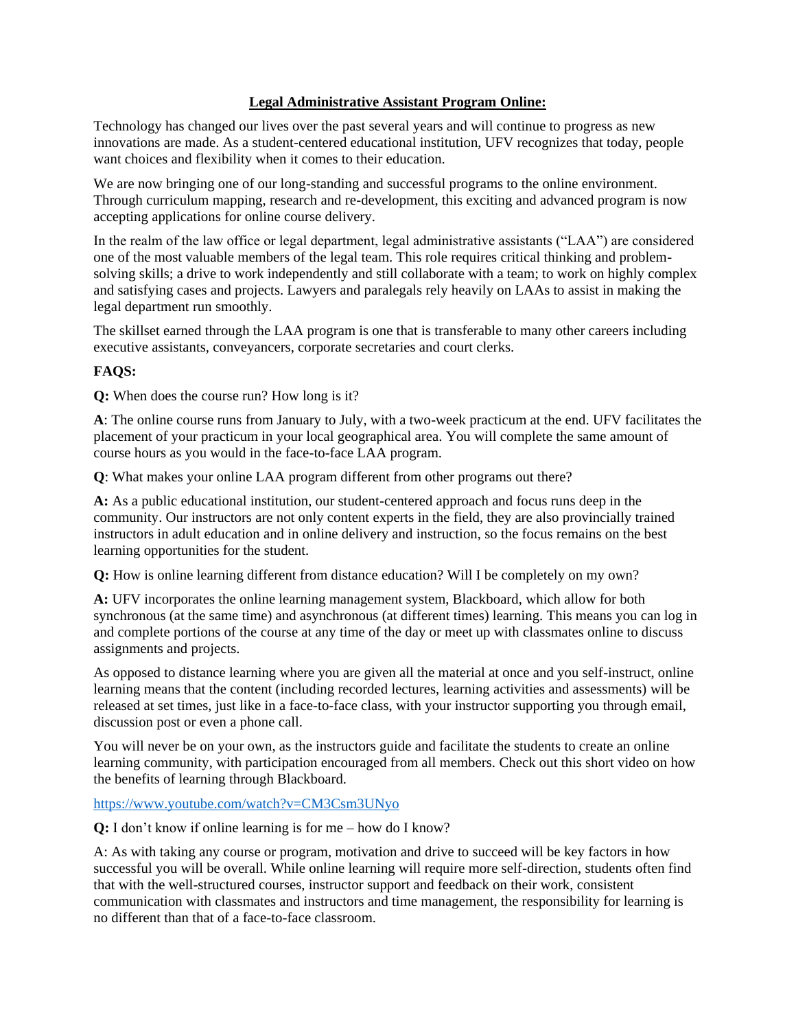# **Legal Administrative Assistant Program Online:**

Technology has changed our lives over the past several years and will continue to progress as new innovations are made. As a student-centered educational institution, UFV recognizes that today, people want choices and flexibility when it comes to their education.

We are now bringing one of our long-standing and successful programs to the online environment. Through curriculum mapping, research and re-development, this exciting and advanced program is now accepting applications for online course delivery.

In the realm of the law office or legal department, legal administrative assistants ("LAA") are considered one of the most valuable members of the legal team. This role requires critical thinking and problem-solving skills; a drive to work independently and still collaborate with a team; to work on highly complex and satisfying cases and projects. Lawyers and paralegals rely heavily on LAAs to assist in making the legal department run smoothly.

The skillset earned through the LAA program is one that is transferable to many other careers including executive assistants, conveyancers, corporate secretaries and court clerks.

**FAQS:**

**Q:** When does the course run? How long is it?

**A**: The online course runs from January to July, with a two-week practicum at the end. UFV facilitates the placement of your practicum in your local geographical area. You will complete the same amount of course hours as you would in the face-to-face LAA program.

**Q**: What makes your online LAA program different from other programs out there?

**A:** As a public educational institution, our student-centered approach and focus runs deep in the community. Our instructors are not only content experts in the field, they are also provincially trained instructors in adult education and in online delivery and instruction, so the focus remains on the best learning opportunities for the student.

**Q:** How is online learning different from distance education? Will I be completely on my own?

**A:** UFV incorporates the online learning management system, Blackboard, which allow for both synchronous (at the same time) and asynchronous (at different times) learning. This means you can log in and complete portions of the course at any time of the day or meet up with classmates online to discuss assignments and projects.

As opposed to distance learning where you are given all the material at once and you self-instruct, online learning means that the content (including recorded lectures, learning activities and assessments) will be released at set times, just like in a face-to-face class, with your instructor supporting you through email, discussion post or even a phone call.

You will never be on your own, as the instructors guide and facilitate the students to create an online learning community, with participation encouraged from all members. Check out this short video on how the benefits of learning through Blackboard.

[https://www.youtube.com/watch?v=CM3Csm3UNyo](https://www.youtube.com/watch?v=CM3Csm3UNyo)

**Q:** I don't know if online learning is for me – how do I know?

A: As with taking any course or program, motivation and drive to succeed will be key factors in how successful you will be overall. While online learning will require more self-direction, students often find that with the well-structured courses, instructor support and feedback on their work, consistent communication with classmates and instructors and time management, the responsibility for learning is no different than that of a face-to-face classroom.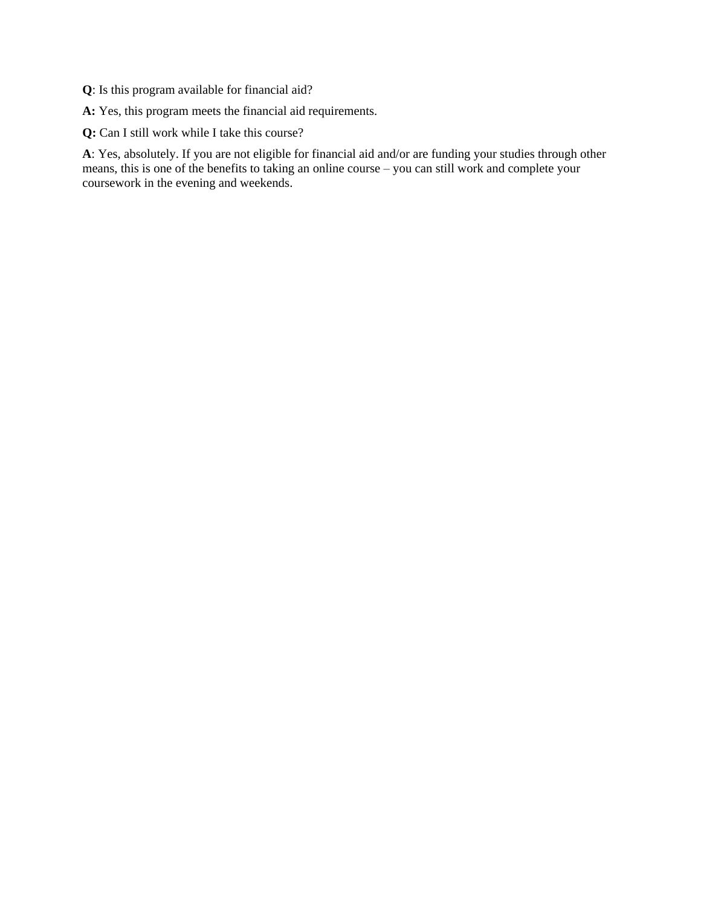**Q**: Is this program available for financial aid?

**A:** Yes, this program meets the financial aid requirements.

**Q:** Can I still work while I take this course?

**A**: Yes, absolutely. If you are not eligible for financial aid and/or are funding your studies through other means, this is one of the benefits to taking an online course – you can still work and complete your coursework in the evening and weekends.